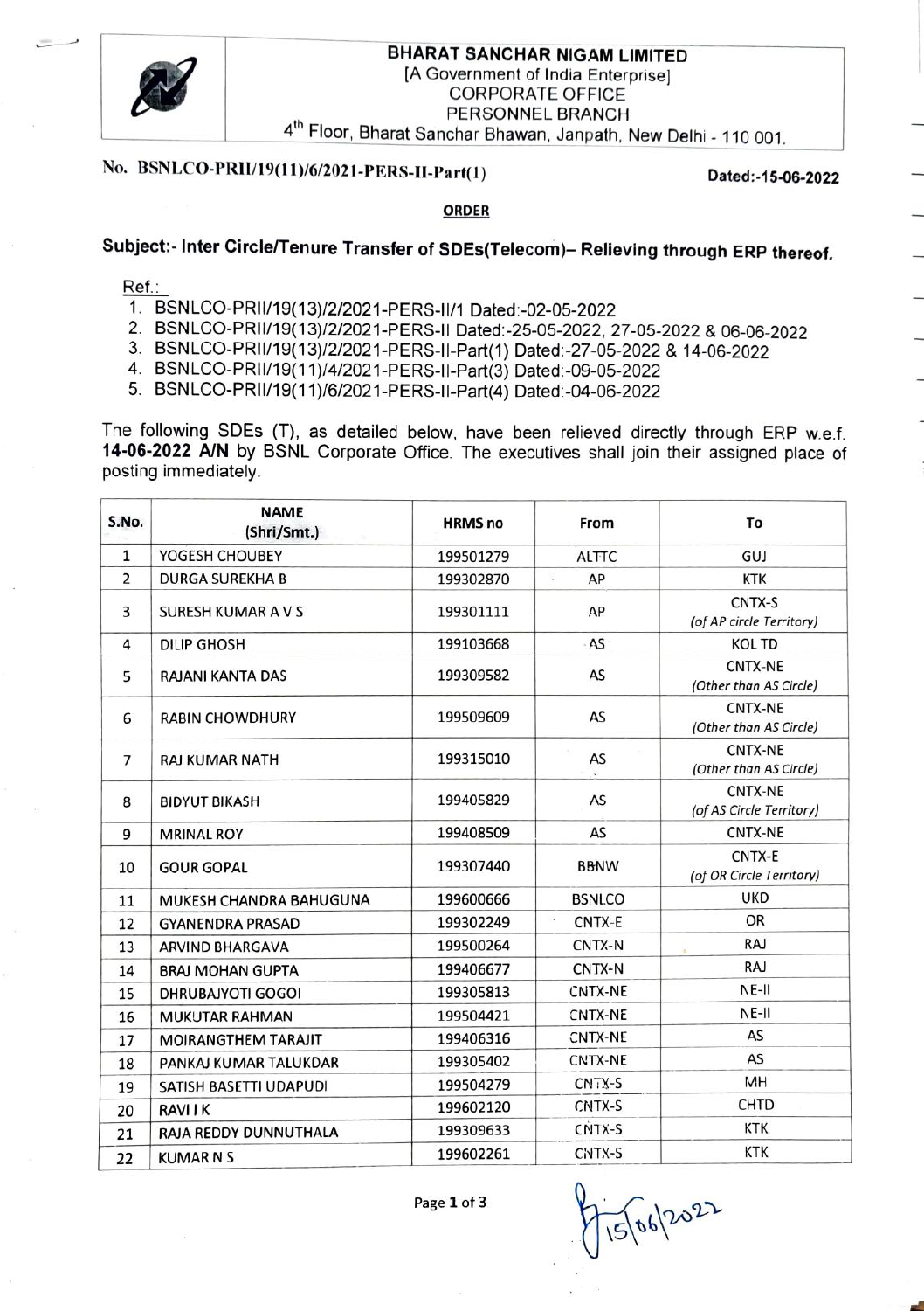**BHARAT SANCHAR NIGAM LIMITED**
[A Government of India Enterprise]
CORPORATE OFFICE
PERSONNEL BRANCH
4th Floor, Bharat Sanchar Bhawan, Janpath, New Delhi - 110 001.

**No. BSNLCO-PRII/19(11)/6/2021-PERS-II-Part(1)** **Dated:-15-06-2022**

**ORDER**

## Subject:- Inter Circle/Tenure Transfer of SDEs(Telecom)– Relieving through ERP thereof.

Ref.:

1. BSNLCO-PRII/19(13)/2/2021-PERS-II/1 Dated:-02-05-2022
2. BSNLCO-PRII/19(13)/2/2021-PERS-II Dated:-25-05-2022, 27-05-2022 & 06-06-2022
3. BSNLCO-PRII/19(13)/2/2021-PERS-II-Part(1) Dated:-27-05-2022 & 14-06-2022
4. BSNLCO-PRII/19(11)/4/2021-PERS-II-Part(3) Dated:-09-05-2022
5. BSNLCO-PRII/19(11)/6/2021-PERS-II-Part(4) Dated:-04-06-2022

The following SDEs (T), as detailed below, have been relieved directly through ERP w.e.f. **14-06-2022 A/N** by BSNL Corporate Office. The executives shall join their assigned place of posting immediately.

| S.No. | NAME (Shri/Smt.) | HRMS no | From | To |
|---|---|---|---|---|
| 1 | YOGESH CHOUBEY | 199501279 | ALTTC | GUJ |
| 2 | DURGA SUREKHA B | 199302870 | AP | KTK |
| 3 | SURESH KUMAR A V S | 199301111 | AP | CNTX-S *(of AP circle Territory)* |
| 4 | DILIP GHOSH | 199103668 | AS | KOL TD |
| 5 | RAJANI KANTA DAS | 199309582 | AS | CNTX-NE *(Other than AS Circle)* |
| 6 | RABIN CHOWDHURY | 199509609 | AS | CNTX-NE *(Other than AS Circle)* |
| 7 | RAJ KUMAR NATH | 199315010 | AS | CNTX-NE *(Other than AS Circle)* |
| 8 | BIDYUT BIKASH | 199405829 | AS | CNTX-NE *(of AS Circle Territory)* |
| 9 | MRINAL ROY | 199408509 | AS | CNTX-NE |
| 10 | GOUR GOPAL | 199307440 | BBNW | CNTX-E *(of OR Circle Territory)* |
| 11 | MUKESH CHANDRA BAHUGUNA | 199600666 | BSNLCO | UKD |
| 12 | GYANENDRA PRASAD | 199302249 | CNTX-E | OR |
| 13 | ARVIND BHARGAVA | 199500264 | CNTX-N | RAJ |
| 14 | BRAJ MOHAN GUPTA | 199406677 | CNTX-N | RAJ |
| 15 | DHRUBAJYOTI GOGOI | 199305813 | CNTX-NE | NE-II |
| 16 | MUKUTAR RAHMAN | 199504421 | CNTX-NE | NE-II |
| 17 | MOIRANGTHEM TARAJIT | 199406316 | CNTX-NE | AS |
| 18 | PANKAJ KUMAR TALUKDAR | 199305402 | CNTX-NE | AS |
| 19 | SATISH BASETTI UDAPUDI | 199504279 | CNTX-S | MH |
| 20 | RAVI I K | 199602120 | CNTX-S | CHTD |
| 21 | RAJA REDDY DUNNUTHALA | 199309633 | CNTX-S | KTK |
| 22 | KUMAR N S | 199602261 | CNTX-S | KTK |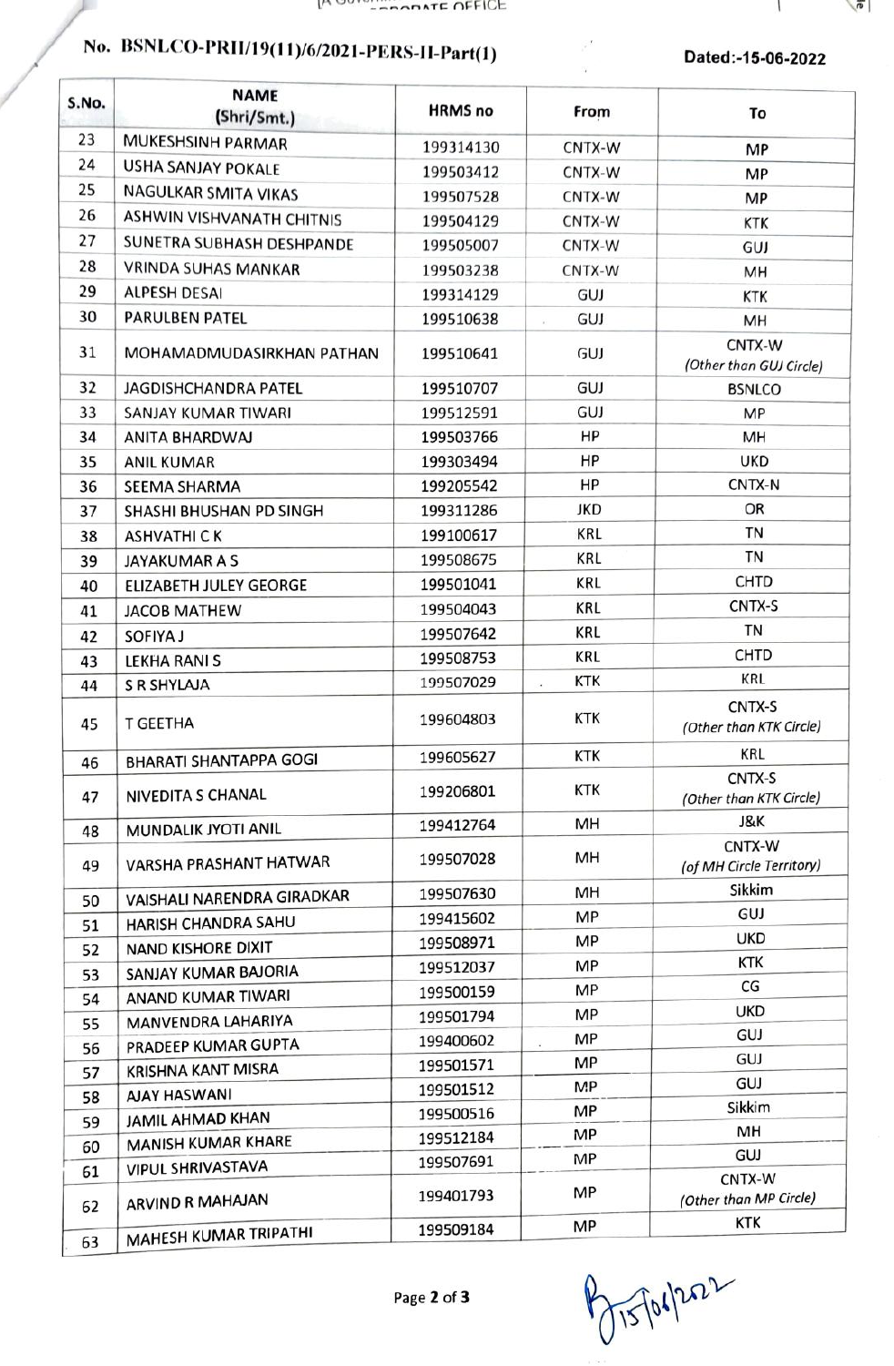No. BSNLCO-PRII/19(11)/6/2021-PERS-II-Part(1) Dated:-15-06-2022

| S.No. | NAME (Shri/Smt.) | HRMS no | From | To |
|---|---|---|---|---|
| 23 | MUKESHSINH PARMAR | 199314130 | CNTX-W | MP |
| 24 | USHA SANJAY POKALE | 199503412 | CNTX-W | MP |
| 25 | NAGULKAR SMITA VIKAS | 199507528 | CNTX-W | MP |
| 26 | ASHWIN VISHVANATH CHITNIS | 199504129 | CNTX-W | KTK |
| 27 | SUNETRA SUBHASH DESHPANDE | 199505007 | CNTX-W | GUJ |
| 28 | VRINDA SUHAS MANKAR | 199503238 | CNTX-W | MH |
| 29 | ALPESH DESAI | 199314129 | GUJ | KTK |
| 30 | PARULBEN PATEL | 199510638 | GUJ | MH |
| 31 | MOHAMADMUDASIRKHAN PATHAN | 199510641 | GUJ | CNTX-W *(Other than GUJ Circle)* |
| 32 | JAGDISHCHANDRA PATEL | 199510707 | GUJ | BSNLCO |
| 33 | SANJAY KUMAR TIWARI | 199512591 | GUJ | MP |
| 34 | ANITA BHARDWAJ | 199503766 | HP | MH |
| 35 | ANIL KUMAR | 199303494 | HP | UKD |
| 36 | SEEMA SHARMA | 199205542 | HP | CNTX-N |
| 37 | SHASHI BHUSHAN PD SINGH | 199311286 | JKD | OR |
| 38 | ASHVATHI C K | 199100617 | KRL | TN |
| 39 | JAYAKUMAR A S | 199508675 | KRL | TN |
| 40 | ELIZABETH JULEY GEORGE | 199501041 | KRL | CHTD |
| 41 | JACOB MATHEW | 199504043 | KRL | CNTX-S |
| 42 | SOFIYA J | 199507642 | KRL | TN |
| 43 | LEKHA RANI S | 199508753 | KRL | CHTD |
| 44 | S R SHYLAJA | 199507029 | KTK | KRL |
| 45 | T GEETHA | 199604803 | KTK | CNTX-S *(Other than KTK Circle)* |
| 46 | BHARATI SHANTAPPA GOGI | 199605627 | KTK | KRL |
| 47 | NIVEDITA S CHANAL | 199206801 | KTK | CNTX-S *(Other than KTK Circle)* |
| 48 | MUNDALIK JYOTI ANIL | 199412764 | MH | J&K |
| 49 | VARSHA PRASHANT HATWAR | 199507028 | MH | CNTX-W *(of MH Circle Territory)* |
| 50 | VAISHALI NARENDRA GIRADKAR | 199507630 | MH | Sikkim |
| 51 | HARISH CHANDRA SAHU | 199415602 | MP | GUJ |
| 52 | NAND KISHORE DIXIT | 199508971 | MP | UKD |
| 53 | SANJAY KUMAR BAJORIA | 199512037 | MP | KTK |
| 54 | ANAND KUMAR TIWARI | 199500159 | MP | CG |
| 55 | MANVENDRA LAHARIYA | 199501794 | MP | UKD |
| 56 | PRADEEP KUMAR GUPTA | 199400602 | MP | GUJ |
| 57 | KRISHNA KANT MISRA | 199501571 | MP | GUJ |
| 58 | AJAY HASWANI | 199501512 | MP | GUJ |
| 59 | JAMIL AHMAD KHAN | 199500516 | MP | Sikkim |
| 60 | MANISH KUMAR KHARE | 199512184 | MP | MH |
| 61 | VIPUL SHRIVASTAVA | 199507691 | MP | GUJ |
| 62 | ARVIND R MAHAJAN | 199401793 | MP | CNTX-W *(Other than MP Circle)* |
| 63 | MAHESH KUMAR TRIPATHI | 199509184 | MP | KTK |

15/06/2022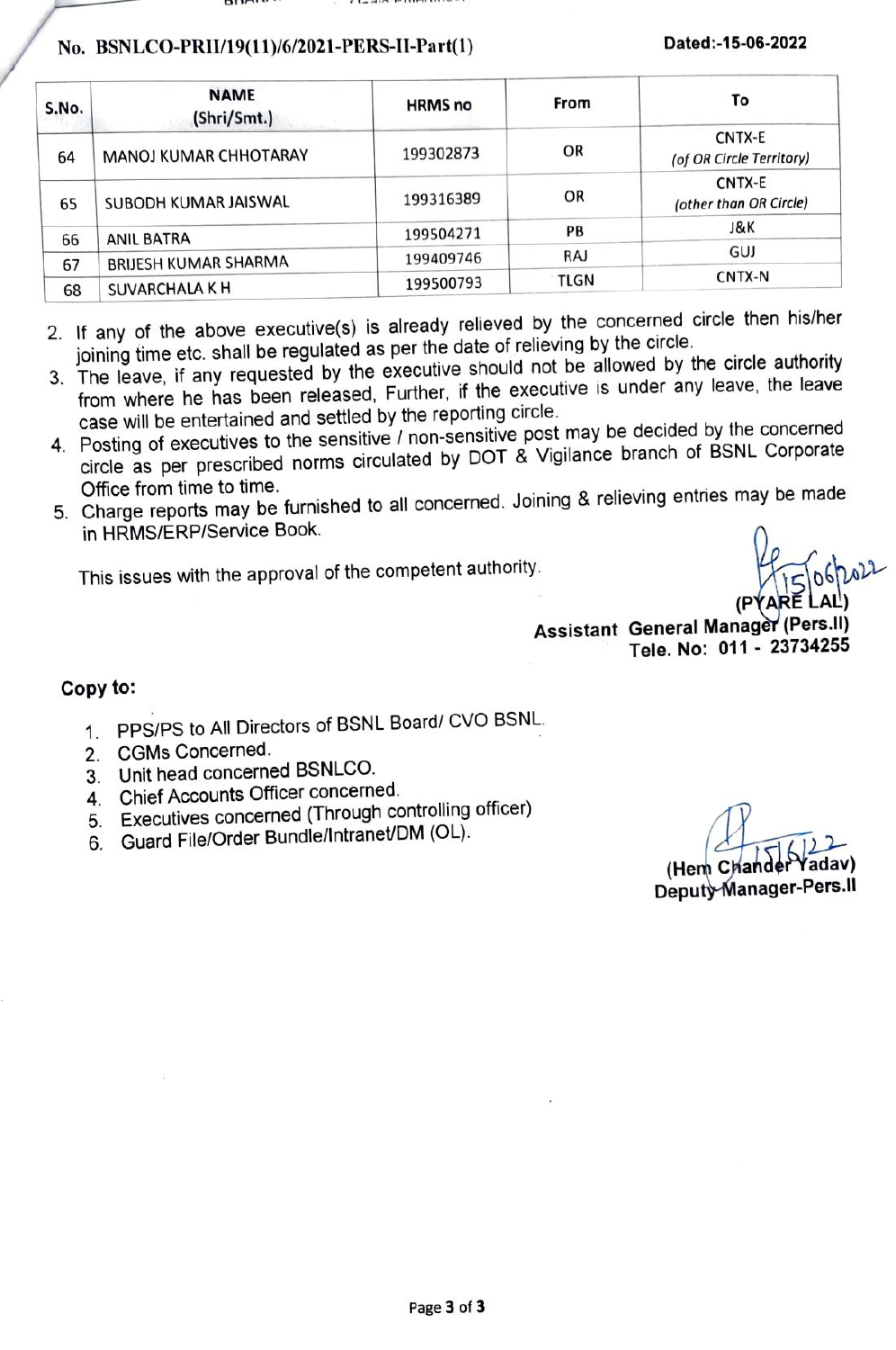No. BSNLCO-PRII/19(11)/6/2021-PERS-II-Part(1)　　　　　　　　　　Dated:-15-06-2022

| S.No. | NAME (Shri/Smt.) | HRMS no | From | To |
|---|---|---|---|---|
| 64 | MANOJ KUMAR CHHOTARAY | 199302873 | OR | CNTX-E *(of OR Circle Territory)* |
| 65 | SUBODH KUMAR JAISWAL | 199316389 | OR | CNTX-E *(other than OR Circle)* |
| 66 | ANIL BATRA | 199504271 | PB | J&K |
| 67 | BRIJESH KUMAR SHARMA | 199409746 | RAJ | GUJ |
| 68 | SUVARCHALA K H | 199500793 | TLGN | CNTX-N |

2. If any of the above executive(s) is already relieved by the concerned circle then his/her joining time etc. shall be regulated as per the date of relieving by the circle.
3. The leave, if any requested by the executive should not be allowed by the circle authority from where he has been released, Further, if the executive is under any leave, the leave case will be entertained and settled by the reporting circle.
4. Posting of executives to the sensitive / non-sensitive post may be decided by the concerned circle as per prescribed norms circulated by DOT & Vigilance branch of BSNL Corporate Office from time to time.
5. Charge reports may be furnished to all concerned. Joining & relieving entries may be made in HRMS/ERP/Service Book.

This issues with the approval of the competent authority.

15/06/2022
**(PYARE LAL)**
**Assistant General Manager (Pers.II)**
**Tele. No: 011 - 23734255**

**Copy to:**

1. PPS/PS to All Directors of BSNL Board/ CVO BSNL.
2. CGMs Concerned.
3. Unit head concerned BSNLCO.
4. Chief Accounts Officer concerned.
5. Executives concerned (Through controlling officer)
6. Guard File/Order Bundle/Intranet/DM (OL).

15/6/22
**(Hem Chander Yadav)**
**Deputy Manager-Pers.II**